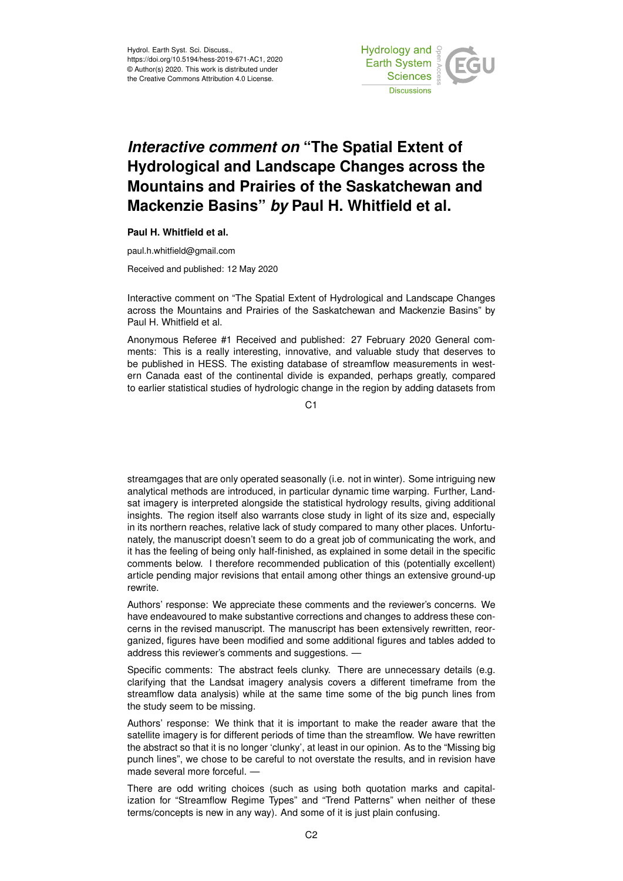Hydrol. Earth Syst. Sci. Discuss.,
https://doi.org/10.5194/hess-2019-671-AC1, 2020
© Author(s) 2020. This work is distributed under
the Creative Commons Attribution 4.0 License.

# *Interactive comment on* "The Spatial Extent of Hydrological and Landscape Changes across the Mountains and Prairies of the Saskatchewan and Mackenzie Basins" *by* Paul H. Whitfield et al.

**Paul H. Whitfield et al.**

paul.h.whitfield@gmail.com

Received and published: 12 May 2020

Interactive comment on "The Spatial Extent of Hydrological and Landscape Changes across the Mountains and Prairies of the Saskatchewan and Mackenzie Basins" by Paul H. Whitfield et al.

Anonymous Referee #1 Received and published: 27 February 2020 General comments: This is a really interesting, innovative, and valuable study that deserves to be published in HESS. The existing database of streamflow measurements in western Canada east of the continental divide is expanded, perhaps greatly, compared to earlier statistical studies of hydrologic change in the region by adding datasets from streamgages that are only operated seasonally (i.e. not in winter). Some intriguing new analytical methods are introduced, in particular dynamic time warping. Further, Landsat imagery is interpreted alongside the statistical hydrology results, giving additional insights. The region itself also warrants close study in light of its size and, especially in its northern reaches, relative lack of study compared to many other places. Unfortunately, the manuscript doesn't seem to do a great job of communicating the work, and it has the feeling of being only half-finished, as explained in some detail in the specific comments below. I therefore recommended publication of this (potentially excellent) article pending major revisions that entail among other things an extensive ground-up rewrite.

Authors' response: We appreciate these comments and the reviewer's concerns. We have endeavoured to make substantive corrections and changes to address these concerns in the revised manuscript. The manuscript has been extensively rewritten, reorganized, figures have been modified and some additional figures and tables added to address this reviewer's comments and suggestions. —

Specific comments: The abstract feels clunky. There are unnecessary details (e.g. clarifying that the Landsat imagery analysis covers a different timeframe from the streamflow data analysis) while at the same time some of the big punch lines from the study seem to be missing.

Authors' response: We think that it is important to make the reader aware that the satellite imagery is for different periods of time than the streamflow. We have rewritten the abstract so that it is no longer 'clunky', at least in our opinion. As to the "Missing big punch lines", we chose to be careful to not overstate the results, and in revision have made several more forceful. —

There are odd writing choices (such as using both quotation marks and capitalization for "Streamflow Regime Types" and "Trend Patterns" when neither of these terms/concepts is new in any way). And some of it is just plain confusing.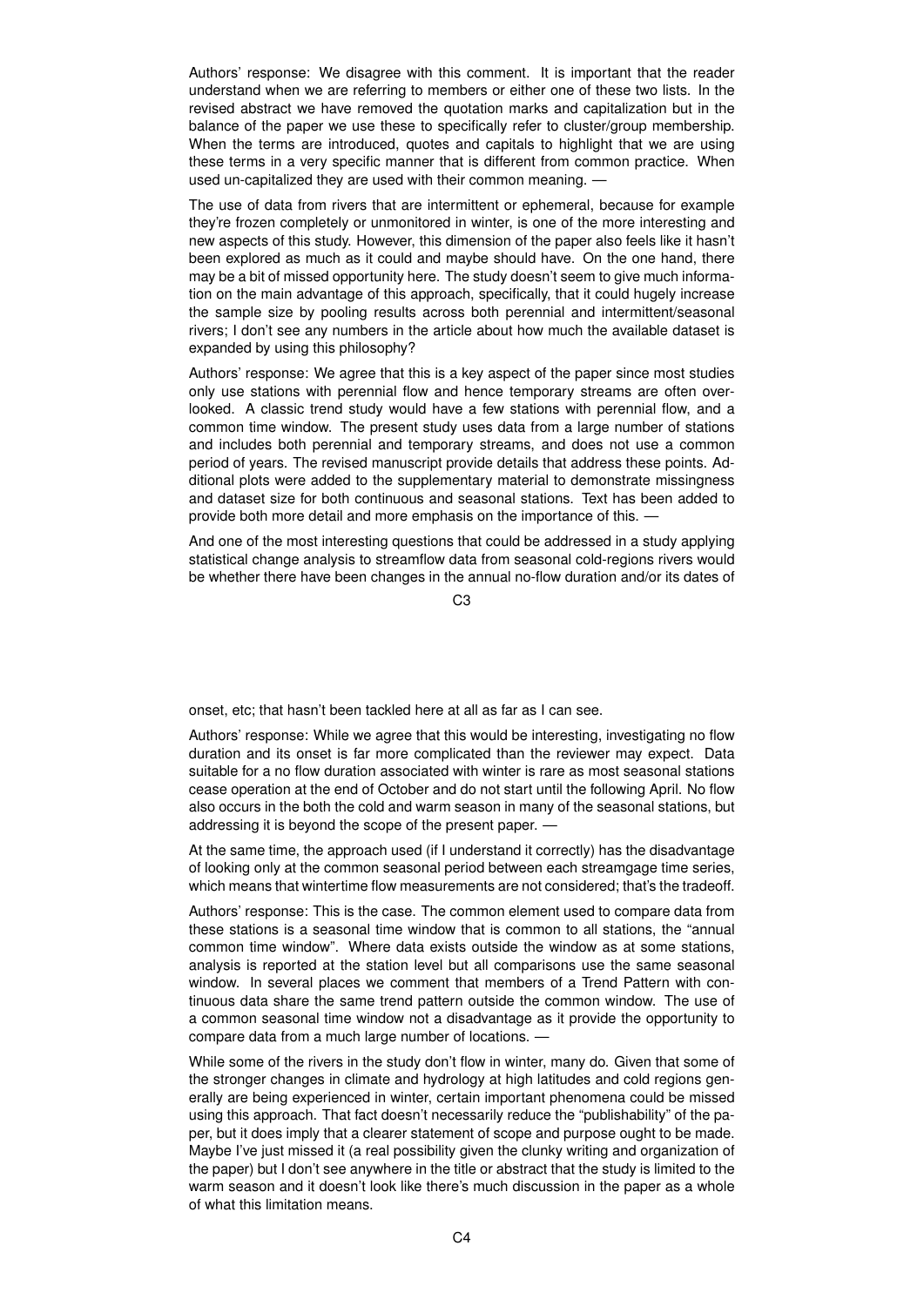Authors' response: We disagree with this comment. It is important that the reader understand when we are referring to members or either one of these two lists. In the revised abstract we have removed the quotation marks and capitalization but in the balance of the paper we use these to specifically refer to cluster/group membership. When the terms are introduced, quotes and capitals to highlight that we are using these terms in a very specific manner that is different from common practice. When used un-capitalized they are used with their common meaning. —

The use of data from rivers that are intermittent or ephemeral, because for example they're frozen completely or unmonitored in winter, is one of the more interesting and new aspects of this study. However, this dimension of the paper also feels like it hasn't been explored as much as it could and maybe should have. On the one hand, there may be a bit of missed opportunity here. The study doesn't seem to give much information on the main advantage of this approach, specifically, that it could hugely increase the sample size by pooling results across both perennial and intermittent/seasonal rivers; I don't see any numbers in the article about how much the available dataset is expanded by using this philosophy?

Authors' response: We agree that this is a key aspect of the paper since most studies only use stations with perennial flow and hence temporary streams are often overlooked. A classic trend study would have a few stations with perennial flow, and a common time window. The present study uses data from a large number of stations and includes both perennial and temporary streams, and does not use a common period of years. The revised manuscript provide details that address these points. Additional plots were added to the supplementary material to demonstrate missingness and dataset size for both continuous and seasonal stations. Text has been added to provide both more detail and more emphasis on the importance of this. —

And one of the most interesting questions that could be addressed in a study applying statistical change analysis to streamflow data from seasonal cold-regions rivers would be whether there have been changes in the annual no-flow duration and/or its dates of onset, etc; that hasn't been tackled here at all as far as I can see.

Authors' response: While we agree that this would be interesting, investigating no flow duration and its onset is far more complicated than the reviewer may expect. Data suitable for a no flow duration associated with winter is rare as most seasonal stations cease operation at the end of October and do not start until the following April. No flow also occurs in the both the cold and warm season in many of the seasonal stations, but addressing it is beyond the scope of the present paper. —

At the same time, the approach used (if I understand it correctly) has the disadvantage of looking only at the common seasonal period between each streamgage time series, which means that wintertime flow measurements are not considered; that's the tradeoff.

Authors' response: This is the case. The common element used to compare data from these stations is a seasonal time window that is common to all stations, the "annual common time window". Where data exists outside the window as at some stations, analysis is reported at the station level but all comparisons use the same seasonal window. In several places we comment that members of a Trend Pattern with continuous data share the same trend pattern outside the common window. The use of a common seasonal time window not a disadvantage as it provide the opportunity to compare data from a much large number of locations. —

While some of the rivers in the study don't flow in winter, many do. Given that some of the stronger changes in climate and hydrology at high latitudes and cold regions generally are being experienced in winter, certain important phenomena could be missed using this approach. That fact doesn't necessarily reduce the "publishability" of the paper, but it does imply that a clearer statement of scope and purpose ought to be made. Maybe I've just missed it (a real possibility given the clunky writing and organization of the paper) but I don't see anywhere in the title or abstract that the study is limited to the warm season and it doesn't look like there's much discussion in the paper as a whole of what this limitation means.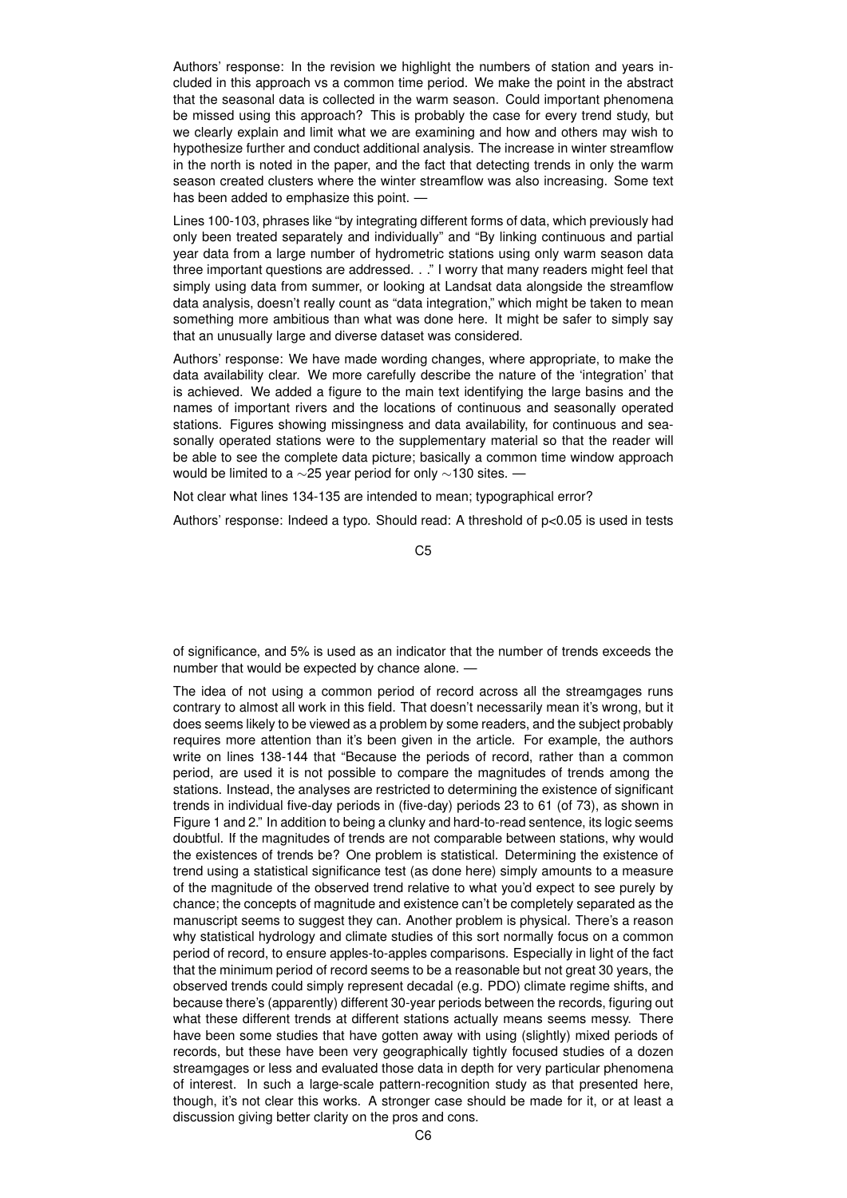Authors' response: In the revision we highlight the numbers of station and years included in this approach vs a common time period. We make the point in the abstract that the seasonal data is collected in the warm season. Could important phenomena be missed using this approach? This is probably the case for every trend study, but we clearly explain and limit what we are examining and how and others may wish to hypothesize further and conduct additional analysis. The increase in winter streamflow in the north is noted in the paper, and the fact that detecting trends in only the warm season created clusters where the winter streamflow was also increasing. Some text has been added to emphasize this point. —

Lines 100-103, phrases like "by integrating different forms of data, which previously had only been treated separately and individually" and "By linking continuous and partial year data from a large number of hydrometric stations using only warm season data three important questions are addressed. . ." I worry that many readers might feel that simply using data from summer, or looking at Landsat data alongside the streamflow data analysis, doesn't really count as "data integration," which might be taken to mean something more ambitious than what was done here. It might be safer to simply say that an unusually large and diverse dataset was considered.

Authors' response: We have made wording changes, where appropriate, to make the data availability clear. We more carefully describe the nature of the 'integration' that is achieved. We added a figure to the main text identifying the large basins and the names of important rivers and the locations of continuous and seasonally operated stations. Figures showing missingness and data availability, for continuous and seasonally operated stations were to the supplementary material so that the reader will be able to see the complete data picture; basically a common time window approach would be limited to a ∼25 year period for only ∼130 sites. —

Not clear what lines 134-135 are intended to mean; typographical error?

Authors' response: Indeed a typo. Should read: A threshold of $p<0.05$ is used in tests of significance, and 5% is used as an indicator that the number of trends exceeds the number that would be expected by chance alone. —

The idea of not using a common period of record across all the streamgages runs contrary to almost all work in this field. That doesn't necessarily mean it's wrong, but it does seems likely to be viewed as a problem by some readers, and the subject probably requires more attention than it's been given in the article. For example, the authors write on lines 138-144 that "Because the periods of record, rather than a common period, are used it is not possible to compare the magnitudes of trends among the stations. Instead, the analyses are restricted to determining the existence of significant trends in individual five-day periods in (five-day) periods 23 to 61 (of 73), as shown in Figure 1 and 2." In addition to being a clunky and hard-to-read sentence, its logic seems doubtful. If the magnitudes of trends are not comparable between stations, why would the existences of trends be? One problem is statistical. Determining the existence of trend using a statistical significance test (as done here) simply amounts to a measure of the magnitude of the observed trend relative to what you'd expect to see purely by chance; the concepts of magnitude and existence can't be completely separated as the manuscript seems to suggest they can. Another problem is physical. There's a reason why statistical hydrology and climate studies of this sort normally focus on a common period of record, to ensure apples-to-apples comparisons. Especially in light of the fact that the minimum period of record seems to be a reasonable but not great 30 years, the observed trends could simply represent decadal (e.g. PDO) climate regime shifts, and because there's (apparently) different 30-year periods between the records, figuring out what these different trends at different stations actually means seems messy. There have been some studies that have gotten away with using (slightly) mixed periods of records, but these have been very geographically tightly focused studies of a dozen streamgages or less and evaluated those data in depth for very particular phenomena of interest. In such a large-scale pattern-recognition study as that presented here, though, it's not clear this works. A stronger case should be made for it, or at least a discussion giving better clarity on the pros and cons.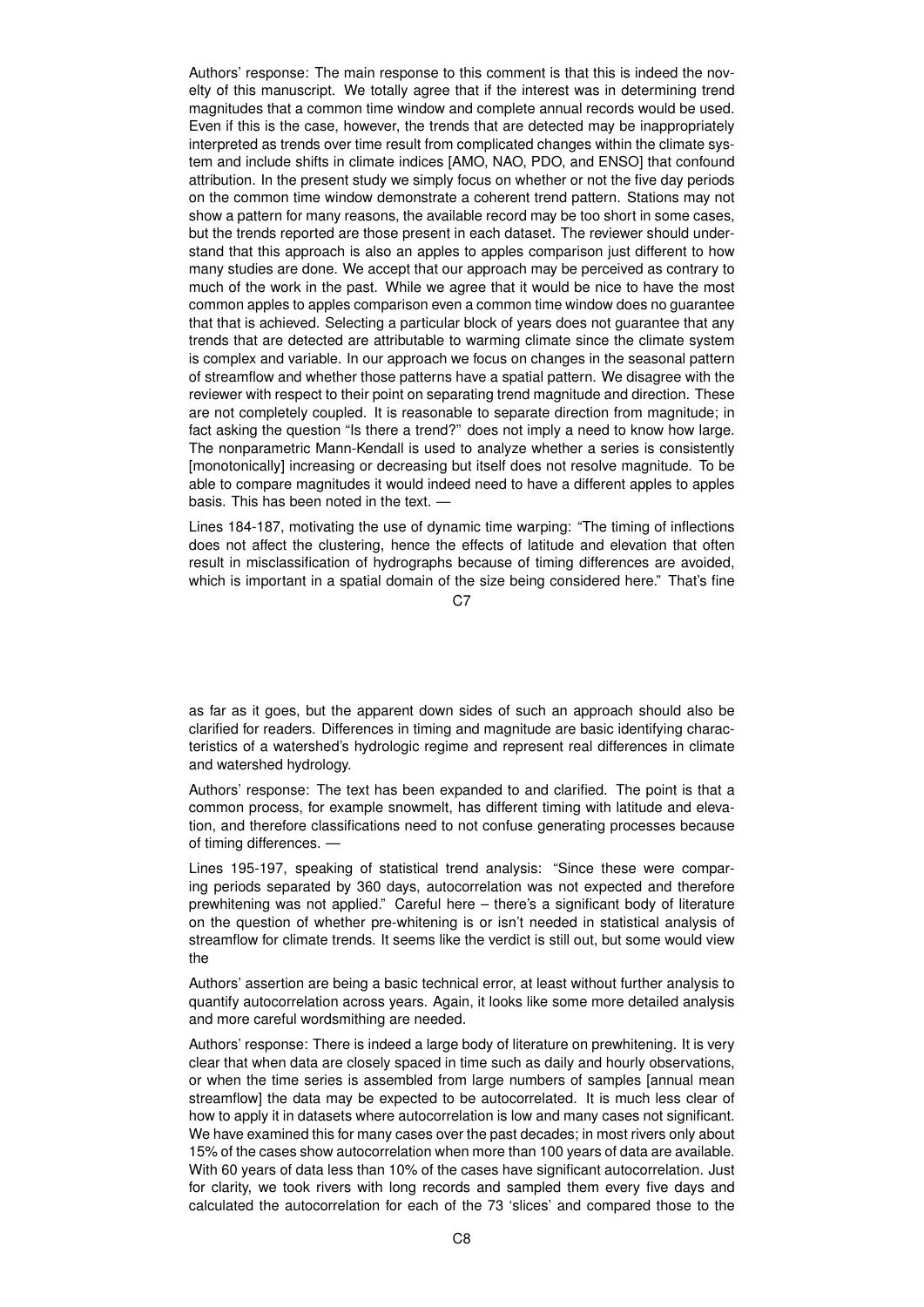Authors' response: The main response to this comment is that this is indeed the novelty of this manuscript. We totally agree that if the interest was in determining trend magnitudes that a common time window and complete annual records would be used. Even if this is the case, however, the trends that are detected may be inappropriately interpreted as trends over time result from complicated changes within the climate system and include shifts in climate indices [AMO, NAO, PDO, and ENSO] that confound attribution. In the present study we simply focus on whether or not the five day periods on the common time window demonstrate a coherent trend pattern. Stations may not show a pattern for many reasons, the available record may be too short in some cases, but the trends reported are those present in each dataset. The reviewer should understand that this approach is also an apples to apples comparison just different to how many studies are done. We accept that our approach may be perceived as contrary to much of the work in the past. While we agree that it would be nice to have the most common apples to apples comparison even a common time window does no guarantee that that is achieved. Selecting a particular block of years does not guarantee that any trends that are detected are attributable to warming climate since the climate system is complex and variable. In our approach we focus on changes in the seasonal pattern of streamflow and whether those patterns have a spatial pattern. We disagree with the reviewer with respect to their point on separating trend magnitude and direction. These are not completely coupled. It is reasonable to separate direction from magnitude; in fact asking the question "Is there a trend?" does not imply a need to know how large. The nonparametric Mann-Kendall is used to analyze whether a series is consistently [monotonically] increasing or decreasing but itself does not resolve magnitude. To be able to compare magnitudes it would indeed need to have a different apples to apples basis. This has been noted in the text. —

Lines 184-187, motivating the use of dynamic time warping: "The timing of inflections does not affect the clustering, hence the effects of latitude and elevation that often result in misclassification of hydrographs because of timing differences are avoided, which is important in a spatial domain of the size being considered here." That's fine as far as it goes, but the apparent down sides of such an approach should also be clarified for readers. Differences in timing and magnitude are basic identifying characteristics of a watershed's hydrologic regime and represent real differences in climate and watershed hydrology.

Authors' response: The text has been expanded to and clarified. The point is that a common process, for example snowmelt, has different timing with latitude and elevation, and therefore classifications need to not confuse generating processes because of timing differences. —

Lines 195-197, speaking of statistical trend analysis: "Since these were comparing periods separated by 360 days, autocorrelation was not expected and therefore prewhitening was not applied." Careful here – there's a significant body of literature on the question of whether pre-whitening is or isn't needed in statistical analysis of streamflow for climate trends. It seems like the verdict is still out, but some would view the

Authors' assertion are being a basic technical error, at least without further analysis to quantify autocorrelation across years. Again, it looks like some more detailed analysis and more careful wordsmithing are needed.

Authors' response: There is indeed a large body of literature on prewhitening. It is very clear that when data are closely spaced in time such as daily and hourly observations, or when the time series is assembled from large numbers of samples [annual mean streamflow] the data may be expected to be autocorrelated. It is much less clear of how to apply it in datasets where autocorrelation is low and many cases not significant. We have examined this for many cases over the past decades; in most rivers only about 15% of the cases show autocorrelation when more than 100 years of data are available. With 60 years of data less than 10% of the cases have significant autocorrelation. Just for clarity, we took rivers with long records and sampled them every five days and calculated the autocorrelation for each of the 73 'slices' and compared those to the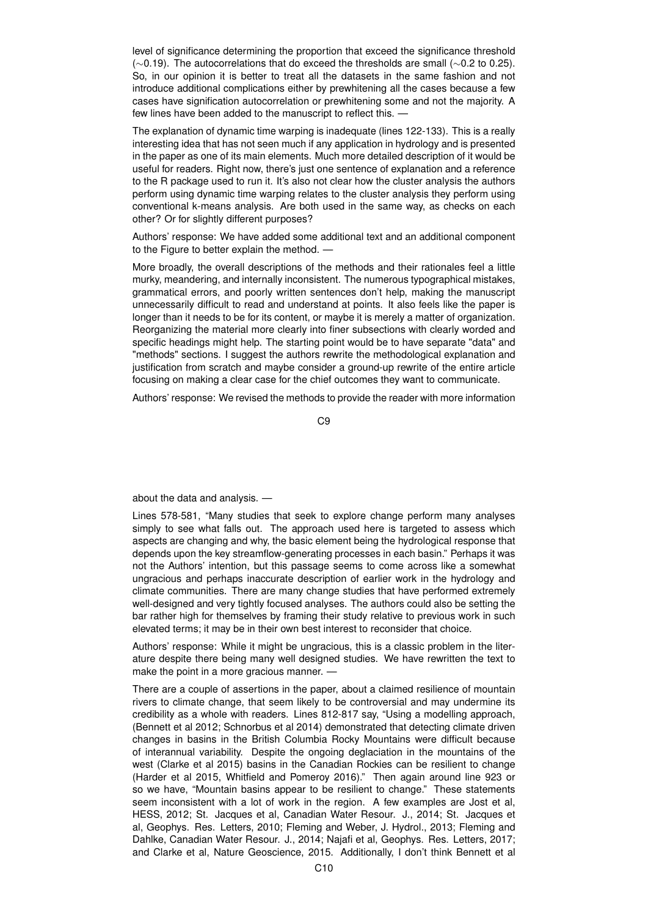level of significance determining the proportion that exceed the significance threshold (~0.19). The autocorrelations that do exceed the thresholds are small (~0.2 to 0.25). So, in our opinion it is better to treat all the datasets in the same fashion and not introduce additional complications either by prewhitening all the cases because a few cases have signification autocorrelation or prewhitening some and not the majority. A few lines have been added to the manuscript to reflect this. —

The explanation of dynamic time warping is inadequate (lines 122-133). This is a really interesting idea that has not seen much if any application in hydrology and is presented in the paper as one of its main elements. Much more detailed description of it would be useful for readers. Right now, there's just one sentence of explanation and a reference to the R package used to run it. It's also not clear how the cluster analysis the authors perform using dynamic time warping relates to the cluster analysis they perform using conventional k-means analysis. Are both used in the same way, as checks on each other? Or for slightly different purposes?

Authors' response: We have added some additional text and an additional component to the Figure to better explain the method. —

More broadly, the overall descriptions of the methods and their rationales feel a little murky, meandering, and internally inconsistent. The numerous typographical mistakes, grammatical errors, and poorly written sentences don't help, making the manuscript unnecessarily difficult to read and understand at points. It also feels like the paper is longer than it needs to be for its content, or maybe it is merely a matter of organization. Reorganizing the material more clearly into finer subsections with clearly worded and specific headings might help. The starting point would be to have separate "data" and "methods" sections. I suggest the authors rewrite the methodological explanation and justification from scratch and maybe consider a ground-up rewrite of the entire article focusing on making a clear case for the chief outcomes they want to communicate.

Authors' response: We revised the methods to provide the reader with more information about the data and analysis. —

Lines 578-581, "Many studies that seek to explore change perform many analyses simply to see what falls out. The approach used here is targeted to assess which aspects are changing and why, the basic element being the hydrological response that depends upon the key streamflow-generating processes in each basin." Perhaps it was not the Authors' intention, but this passage seems to come across like a somewhat ungracious and perhaps inaccurate description of earlier work in the hydrology and climate communities. There are many change studies that have performed extremely well-designed and very tightly focused analyses. The authors could also be setting the bar rather high for themselves by framing their study relative to previous work in such elevated terms; it may be in their own best interest to reconsider that choice.

Authors' response: While it might be ungracious, this is a classic problem in the literature despite there being many well designed studies. We have rewritten the text to make the point in a more gracious manner. —

There are a couple of assertions in the paper, about a claimed resilience of mountain rivers to climate change, that seem likely to be controversial and may undermine its credibility as a whole with readers. Lines 812-817 say, "Using a modelling approach, (Bennett et al 2012; Schnorbus et al 2014) demonstrated that detecting climate driven changes in basins in the British Columbia Rocky Mountains were difficult because of interannual variability. Despite the ongoing deglaciation in the mountains of the west (Clarke et al 2015) basins in the Canadian Rockies can be resilient to change (Harder et al 2015, Whitfield and Pomeroy 2016)." Then again around line 923 or so we have, "Mountain basins appear to be resilient to change." These statements seem inconsistent with a lot of work in the region. A few examples are Jost et al, HESS, 2012; St. Jacques et al, Canadian Water Resour. J., 2014; St. Jacques et al, Geophys. Res. Letters, 2010; Fleming and Weber, J. Hydrol., 2013; Fleming and Dahlke, Canadian Water Resour. J., 2014; Najafi et al, Geophys. Res. Letters, 2017; and Clarke et al, Nature Geoscience, 2015. Additionally, I don't think Bennett et al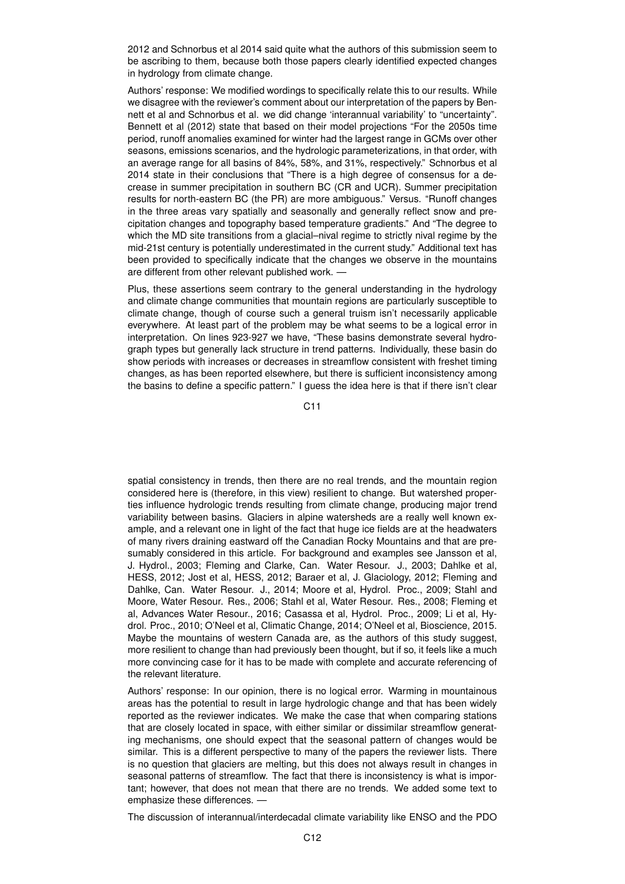2012 and Schnorbus et al 2014 said quite what the authors of this submission seem to be ascribing to them, because both those papers clearly identified expected changes in hydrology from climate change.

Authors' response: We modified wordings to specifically relate this to our results. While we disagree with the reviewer's comment about our interpretation of the papers by Bennett et al and Schnorbus et al. we did change 'interannual variability' to "uncertainty". Bennett et al (2012) state that based on their model projections "For the 2050s time period, runoff anomalies examined for winter had the largest range in GCMs over other seasons, emissions scenarios, and the hydrologic parameterizations, in that order, with an average range for all basins of 84%, 58%, and 31%, respectively." Schnorbus et al 2014 state in their conclusions that "There is a high degree of consensus for a decrease in summer precipitation in southern BC (CR and UCR). Summer precipitation results for north-eastern BC (the PR) are more ambiguous." Versus. "Runoff changes in the three areas vary spatially and seasonally and generally reflect snow and precipitation changes and topography based temperature gradients." And "The degree to which the MD site transitions from a glacial–nival regime to strictly nival regime by the mid-21st century is potentially underestimated in the current study." Additional text has been provided to specifically indicate that the changes we observe in the mountains are different from other relevant published work. —

Plus, these assertions seem contrary to the general understanding in the hydrology and climate change communities that mountain regions are particularly susceptible to climate change, though of course such a general truism isn't necessarily applicable everywhere. At least part of the problem may be what seems to be a logical error in interpretation. On lines 923-927 we have, "These basins demonstrate several hydrograph types but generally lack structure in trend patterns. Individually, these basin do show periods with increases or decreases in streamflow consistent with freshet timing changes, as has been reported elsewhere, but there is sufficient inconsistency among the basins to define a specific pattern." I guess the idea here is that if there isn't clear spatial consistency in trends, then there are no real trends, and the mountain region considered here is (therefore, in this view) resilient to change. But watershed properties influence hydrologic trends resulting from climate change, producing major trend variability between basins. Glaciers in alpine watersheds are a really well known example, and a relevant one in light of the fact that huge ice fields are at the headwaters of many rivers draining eastward off the Canadian Rocky Mountains and that are presumably considered in this article. For background and examples see Jansson et al, J. Hydrol., 2003; Fleming and Clarke, Can. Water Resour. J., 2003; Dahlke et al, HESS, 2012; Jost et al, HESS, 2012; Baraer et al, J. Glaciology, 2012; Fleming and Dahlke, Can. Water Resour. J., 2014; Moore et al, Hydrol. Proc., 2009; Stahl and Moore, Water Resour. Res., 2006; Stahl et al, Water Resour. Res., 2008; Fleming et al, Advances Water Resour., 2016; Casassa et al, Hydrol. Proc., 2009; Li et al, Hydrol. Proc., 2010; O'Neel et al, Climatic Change, 2014; O'Neel et al, Bioscience, 2015. Maybe the mountains of western Canada are, as the authors of this study suggest, more resilient to change than had previously been thought, but if so, it feels like a much more convincing case for it has to be made with complete and accurate referencing of the relevant literature.

Authors' response: In our opinion, there is no logical error. Warming in mountainous areas has the potential to result in large hydrologic change and that has been widely reported as the reviewer indicates. We make the case that when comparing stations that are closely located in space, with either similar or dissimilar streamflow generating mechanisms, one should expect that the seasonal pattern of changes would be similar. This is a different perspective to many of the papers the reviewer lists. There is no question that glaciers are melting, but this does not always result in changes in seasonal patterns of streamflow. The fact that there is inconsistency is what is important; however, that does not mean that there are no trends. We added some text to emphasize these differences. —

The discussion of interannual/interdecadal climate variability like ENSO and the PDO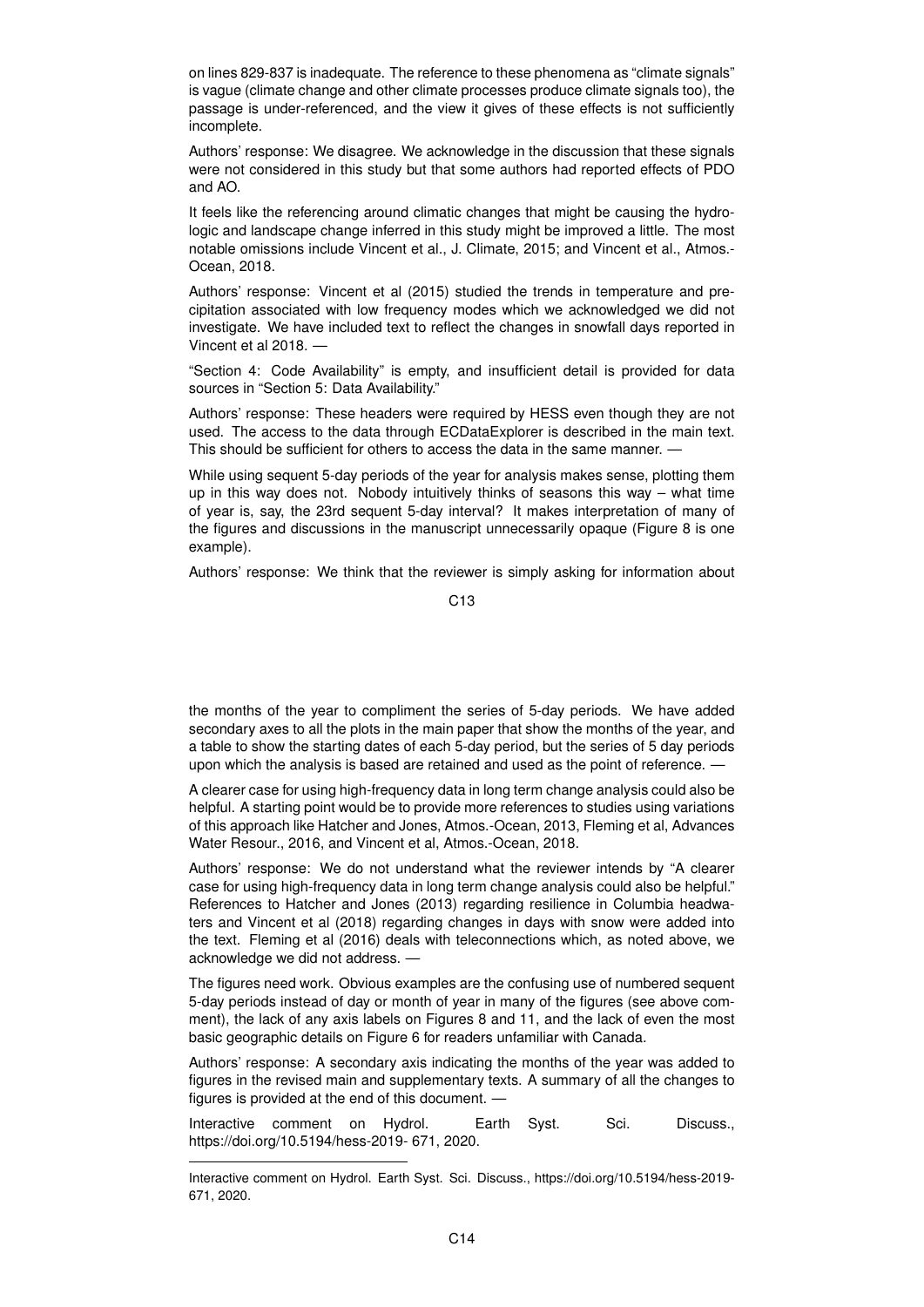on lines 829-837 is inadequate. The reference to these phenomena as "climate signals" is vague (climate change and other climate processes produce climate signals too), the passage is under-referenced, and the view it gives of these effects is not sufficiently incomplete.

Authors' response: We disagree. We acknowledge in the discussion that these signals were not considered in this study but that some authors had reported effects of PDO and AO.

It feels like the referencing around climatic changes that might be causing the hydrologic and landscape change inferred in this study might be improved a little. The most notable omissions include Vincent et al., J. Climate, 2015; and Vincent et al., Atmos.-Ocean, 2018.

Authors' response: Vincent et al (2015) studied the trends in temperature and precipitation associated with low frequency modes which we acknowledged we did not investigate. We have included text to reflect the changes in snowfall days reported in Vincent et al 2018. —

"Section 4: Code Availability" is empty, and insufficient detail is provided for data sources in "Section 5: Data Availability."

Authors' response: These headers were required by HESS even though they are not used. The access to the data through ECDataExplorer is described in the main text. This should be sufficient for others to access the data in the same manner. —

While using sequent 5-day periods of the year for analysis makes sense, plotting them up in this way does not. Nobody intuitively thinks of seasons this way – what time of year is, say, the 23rd sequent 5-day interval? It makes interpretation of many of the figures and discussions in the manuscript unnecessarily opaque (Figure 8 is one example).

Authors' response: We think that the reviewer is simply asking for information about the months of the year to compliment the series of 5-day periods. We have added secondary axes to all the plots in the main paper that show the months of the year, and a table to show the starting dates of each 5-day period, but the series of 5 day periods upon which the analysis is based are retained and used as the point of reference. —

A clearer case for using high-frequency data in long term change analysis could also be helpful. A starting point would be to provide more references to studies using variations of this approach like Hatcher and Jones, Atmos.-Ocean, 2013, Fleming et al, Advances Water Resour., 2016, and Vincent et al, Atmos.-Ocean, 2018.

Authors' response: We do not understand what the reviewer intends by "A clearer case for using high-frequency data in long term change analysis could also be helpful." References to Hatcher and Jones (2013) regarding resilience in Columbia headwaters and Vincent et al (2018) regarding changes in days with snow were added into the text. Fleming et al (2016) deals with teleconnections which, as noted above, we acknowledge we did not address. —

The figures need work. Obvious examples are the confusing use of numbered sequent 5-day periods instead of day or month of year in many of the figures (see above comment), the lack of any axis labels on Figures 8 and 11, and the lack of even the most basic geographic details on Figure 6 for readers unfamiliar with Canada.

Authors' response: A secondary axis indicating the months of the year was added to figures in the revised main and supplementary texts. A summary of all the changes to figures is provided at the end of this document. —

Interactive comment on Hydrol. Earth Syst. Sci. Discuss., https://doi.org/10.5194/hess-2019- 671, 2020.